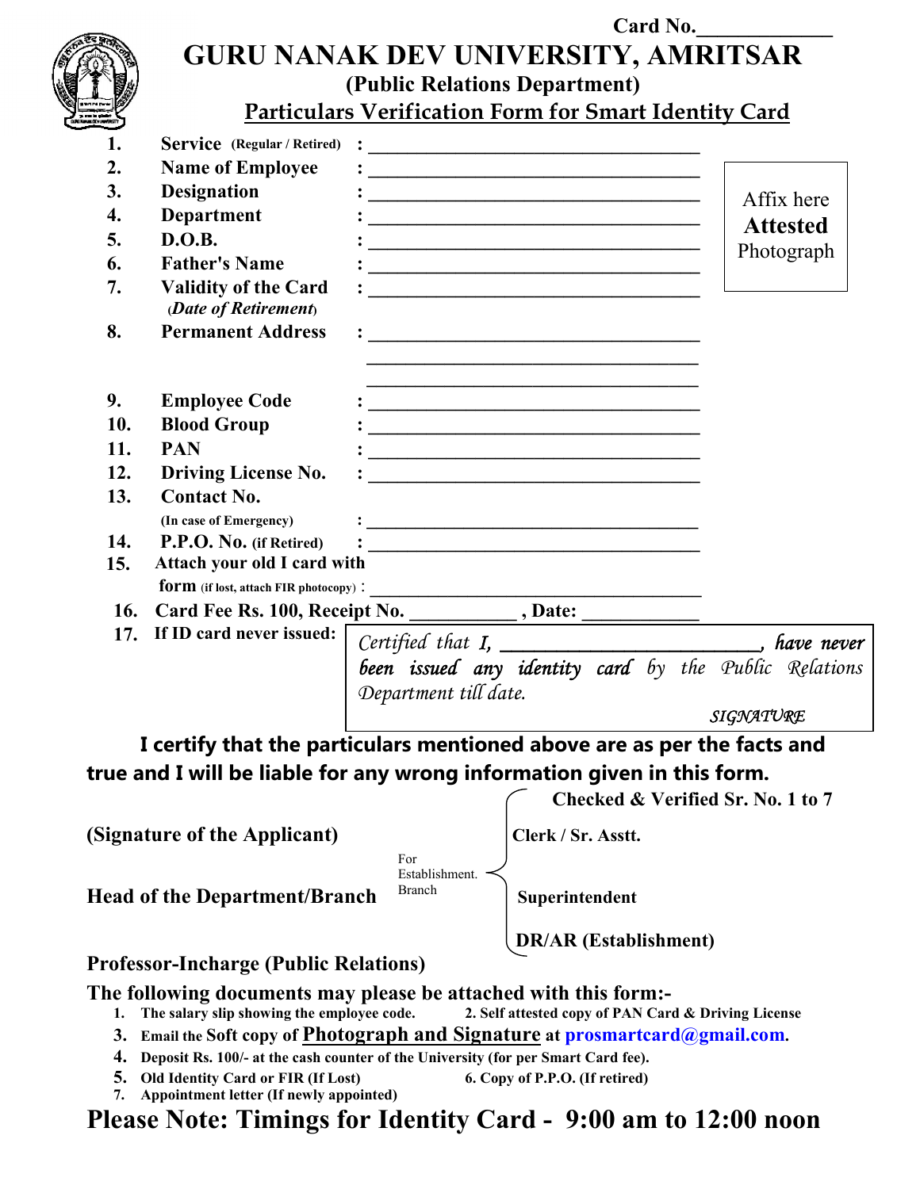Card No.____________

# GURU NANAK DEV UNIVERSITY, AMRITSAR

## (Public Relations Department)

## Particulars Verification Form for Smart Identity Card

Affix here **Attested** Photograph

1. **Service** (Regular / Retired) : ________________________________
2. **Name of Employee** : ________________________________
3. **Designation** : ________________________________
4. **Department** : ________________________________
5. **D.O.B.** : ________________________________
6. **Father's Name** : ________________________________
7. **Validity of the Card** (*Date of Retirement*) : ________________________________
8. **Permanent Address** : ________________________________
   ________________________________
   ________________________________
9. **Employee Code** : ________________________________
10. **Blood Group** : ________________________________
11. **PAN** : ________________________________
12. **Driving License No.** : ________________________________
13. **Contact No.** (In case of Emergency) : ________________________________
14. **P.P.O. No.** (if Retired) : ________________________________
15. **Attach your old I card with form** (if lost, attach FIR photocopy) : ________________________________
16. **Card Fee Rs. 100, Receipt No. __________ , Date: ___________**
17. **If ID card never issued:**

*Certified that I, _________________________, have never been issued any identity card by the Public Relations Department till date.*

*SIGNATURE*

**I certify that the particulars mentioned above are as per the facts and true and I will be liable for any wrong information given in this form.**

**(Signature of the Applicant)**

**Head of the Department/Branch**

**Professor-Incharge (Public Relations)**

For Establishment. Branch:

**Checked & Verified Sr. No. 1 to 7**

**Clerk / Sr. Asstt.**

**Superintendent**

**DR/AR (Establishment)**

**The following documents may please be attached with this form:-**

1. The salary slip showing the employee code.
2. Self attested copy of PAN Card & Driving License
3. Email the Soft copy of **Photograph and Signature** at prosmartcard@gmail.com.
4. Deposit Rs. 100/- at the cash counter of the University (for per Smart Card fee).
5. Old Identity Card or FIR (If Lost)
6. Copy of P.P.O. (If retired)
7. Appointment letter (If newly appointed)

**Please Note: Timings for Identity Card - 9:00 am to 12:00 noon**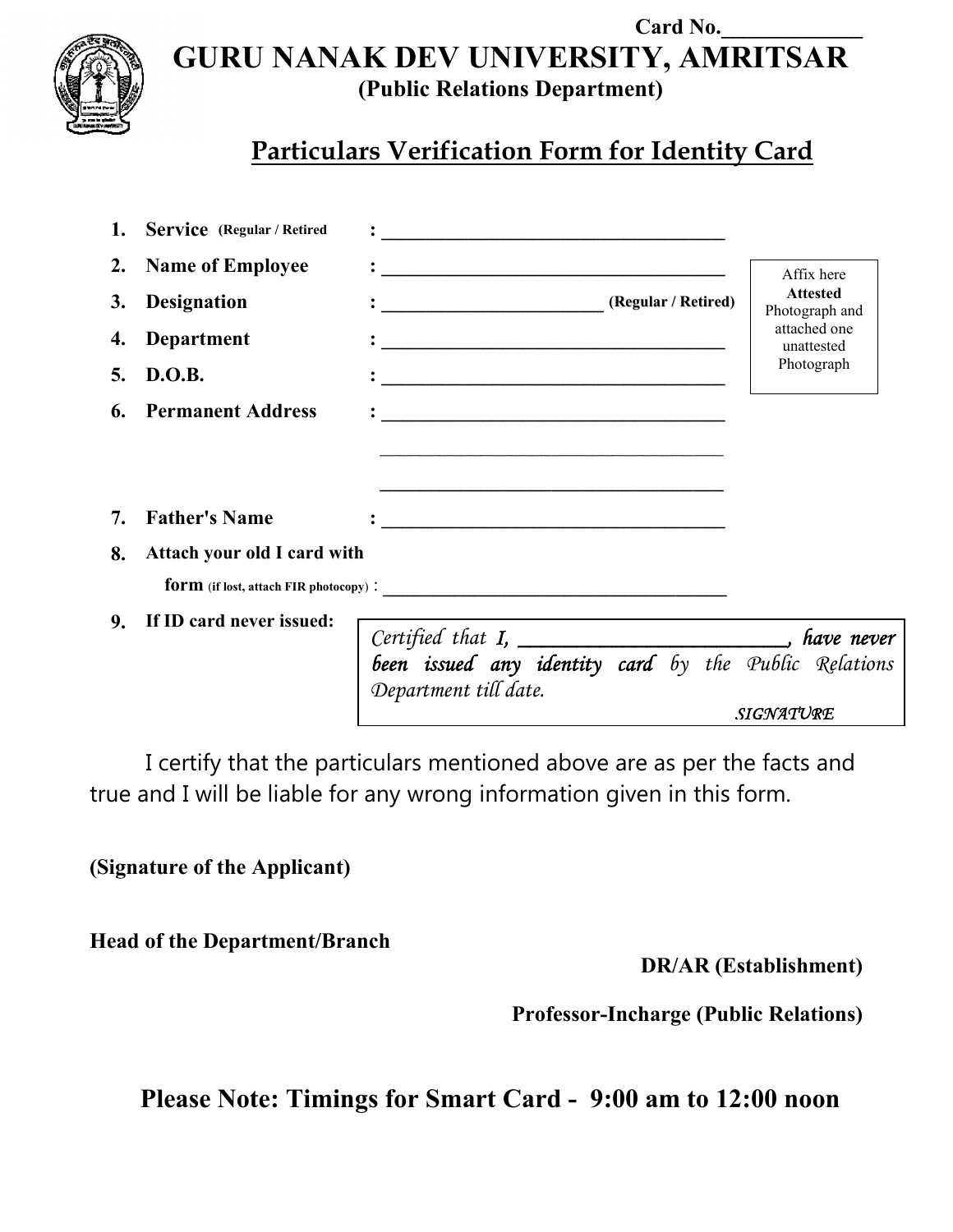Card No.______________

# GURU NANAK DEV UNIVERSITY, AMRITSAR

**(Public Relations Department)**

## Particulars Verification Form for Identity Card

1. **Service** **(Regular / Retired** : ________________________________________
2. **Name of Employee** : ________________________________________
3. **Designation** : __________________________ **(Regular / Retired)**
4. **Department** : ________________________________________
5. **D.O.B.** : ________________________________________
6. **Permanent Address** : ________________________________________

   ________________________________________

   ________________________________________
7. **Father's Name** : ________________________________________
8. **Attach your old I card with form** **(if lost, attach FIR photocopy)** : ________________________________________
9. **If ID card never issued:**

   *Certified that* ***I, ______________________________, have never been issued any identity card*** *by the Public Relations Department till date.*

   *SIGNATURE*

Affix here **Attested** Photograph and attached one unattested Photograph

I certify that the particulars mentioned above are as per the facts and true and I will be liable for any wrong information given in this form.

**(Signature of the Applicant)**

**Head of the Department/Branch**

**DR/AR (Establishment)**

**Professor-Incharge (Public Relations)**

**Please Note: Timings for Smart Card - 9:00 am to 12:00 noon**